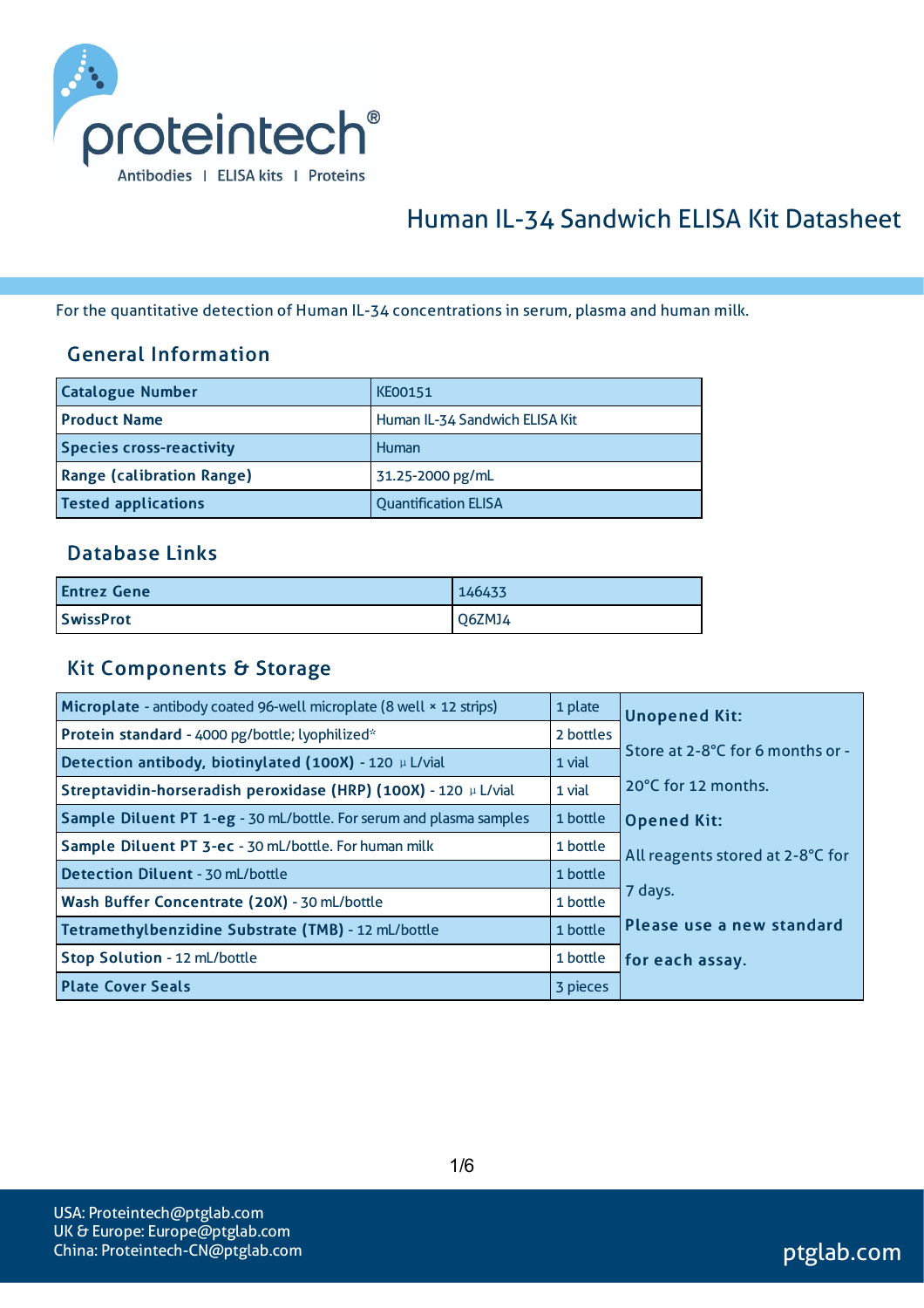# Human IL-34 Sandwich ELISA Kit Datasheet

For the quantitative detection of Human IL-34 concentrations in serum, plasma and human milk.

## General Information

| Catalogue Number | KE00151 |
|---|---|
| Product Name | Human IL-34 Sandwich ELISA Kit |
| Species cross-reactivity | Human |
| Range (calibration Range) | 31.25-2000 pg/mL |
| Tested applications | Quantification ELISA |

## Database Links

| Entrez Gene | 146433 |
|---|---|
| SwissProt | Q6ZMJ4 |

## Kit Components & Storage

| Component | Quantity | Storage |
|---|---|---|
| **Microplate** - antibody coated 96-well microplate (8 well × 12 strips) | 1 plate | **Unopened Kit:** Store at 2-8°C for 6 months or -20°C for 12 months. **Opened Kit:** All reagents stored at 2-8°C for 7 days. **Please use a new standard for each assay.** |
| **Protein standard** - 4000 pg/bottle; lyophilized* | 2 bottles | |
| **Detection antibody, biotinylated (100X)** - 120 µL/vial | 1 vial | |
| **Streptavidin-horseradish peroxidase (HRP) (100X)** - 120 µL/vial | 1 vial | |
| **Sample Diluent PT 1-eg** - 30 mL/bottle. For serum and plasma samples | 1 bottle | |
| **Sample Diluent PT 3-ec** - 30 mL/bottle. For human milk | 1 bottle | |
| **Detection Diluent** - 30 mL/bottle | 1 bottle | |
| **Wash Buffer Concentrate (20X)** - 30 mL/bottle | 1 bottle | |
| **Tetramethylbenzidine Substrate (TMB)** - 12 mL/bottle | 1 bottle | |
| **Stop Solution** - 12 mL/bottle | 1 bottle | |
| **Plate Cover Seals** | 3 pieces | |

USA: Proteintech@ptglab.com
UK & Europe: Europe@ptglab.com
China: Proteintech-CN@ptglab.com

ptglab.com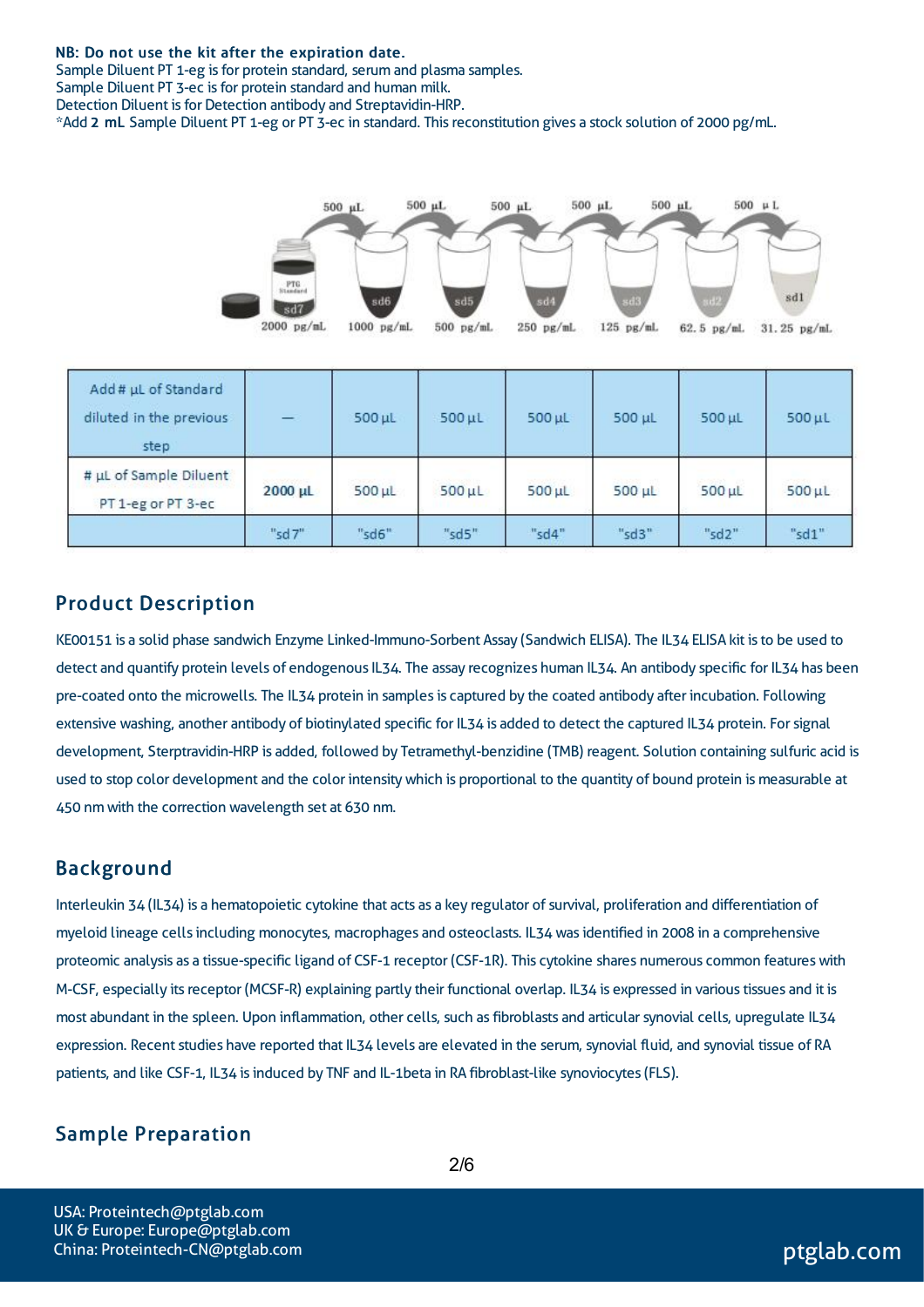**NB: Do not use the kit after the expiration date.**
Sample Diluent PT 1-eg is for protein standard, serum and plasma samples.
Sample Diluent PT 3-ec is for protein standard and human milk.
Detection Diluent is for Detection antibody and Streptavidin-HRP.
*Add **2 mL** Sample Diluent PT 1-eg or PT 3-ec in standard. This reconstitution gives a stock solution of 2000 pg/mL.

| Add # µL of Standard diluted in the previous step | — | 500 µL | 500 µL | 500 µL | 500 µL | 500 µL | 500 µL |
|---|---|---|---|---|---|---|---|
| # µL of Sample Diluent PT 1-eg or PT 3-ec | **2000 µL** | 500 µL | 500 µL | 500 µL | 500 µL | 500 µL | 500 µL |
| | "sd7" | "sd6" | "sd5" | "sd4" | "sd3" | "sd2" | "sd1" |

## Product Description

KE00151 is a solid phase sandwich Enzyme Linked-Immuno-Sorbent Assay (Sandwich ELISA). The IL34 ELISA kit is to be used to detect and quantify protein levels of endogenous IL34. The assay recognizes human IL34. An antibody specific for IL34 has been pre-coated onto the microwells. The IL34 protein in samples is captured by the coated antibody after incubation. Following extensive washing, another antibody of biotinylated specific for IL34 is added to detect the captured IL34 protein. For signal development, Sterptravidin-HRP is added, followed by Tetramethyl-benzidine (TMB) reagent. Solution containing sulfuric acid is used to stop color development and the color intensity which is proportional to the quantity of bound protein is measurable at 450 nm with the correction wavelength set at 630 nm.

## Background

Interleukin 34 (IL34) is a hematopoietic cytokine that acts as a key regulator of survival, proliferation and differentiation of myeloid lineage cells including monocytes, macrophages and osteoclasts. IL34 was identified in 2008 in a comprehensive proteomic analysis as a tissue-specific ligand of CSF-1 receptor (CSF-1R). This cytokine shares numerous common features with M-CSF, especially its receptor (MCSF-R) explaining partly their functional overlap. IL34 is expressed in various tissues and it is most abundant in the spleen. Upon inflammation, other cells, such as fibroblasts and articular synovial cells, upregulate IL34 expression. Recent studies have reported that IL34 levels are elevated in the serum, synovial fluid, and synovial tissue of RA patients, and like CSF-1, IL34 is induced by TNF and IL-1beta in RA fibroblast-like synoviocytes (FLS).

## Sample Preparation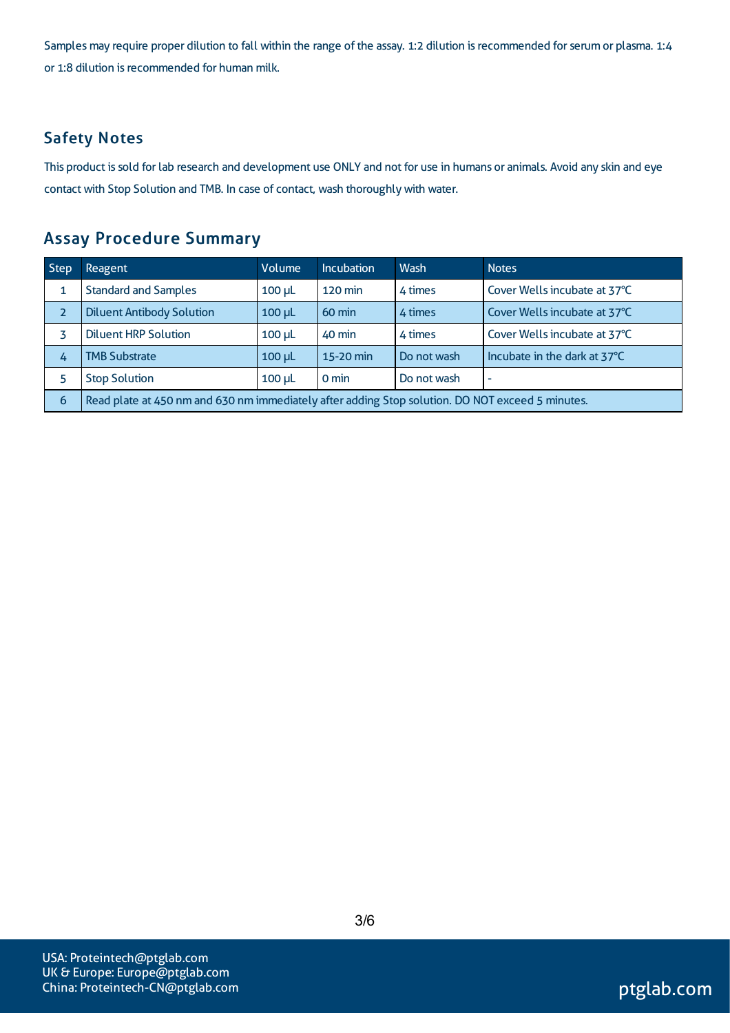Samples may require proper dilution to fall within the range of the assay. 1:2 dilution is recommended for serum or plasma. 1:4 or 1:8 dilution is recommended for human milk.

## Safety Notes

This product is sold for lab research and development use ONLY and not for use in humans or animals. Avoid any skin and eye contact with Stop Solution and TMB. In case of contact, wash thoroughly with water.

## Assay Procedure Summary

| Step | Reagent | Volume | Incubation | Wash | Notes |
|---|---|---|---|---|---|
| 1 | Standard and Samples | 100 μL | 120 min | 4 times | Cover Wells incubate at 37°C |
| 2 | Diluent Antibody Solution | 100 μL | 60 min | 4 times | Cover Wells incubate at 37°C |
| 3 | Diluent HRP Solution | 100 μL | 40 min | 4 times | Cover Wells incubate at 37°C |
| 4 | TMB Substrate | 100 μL | 15-20 min | Do not wash | Incubate in the dark at 37°C |
| 5 | Stop Solution | 100 μL | 0 min | Do not wash | - |
| 6 | Read plate at 450 nm and 630 nm immediately after adding Stop solution. DO NOT exceed 5 minutes. | | | | |

USA: Proteintech@ptglab.com
UK & Europe: Europe@ptglab.com
China: Proteintech-CN@ptglab.com

ptglab.com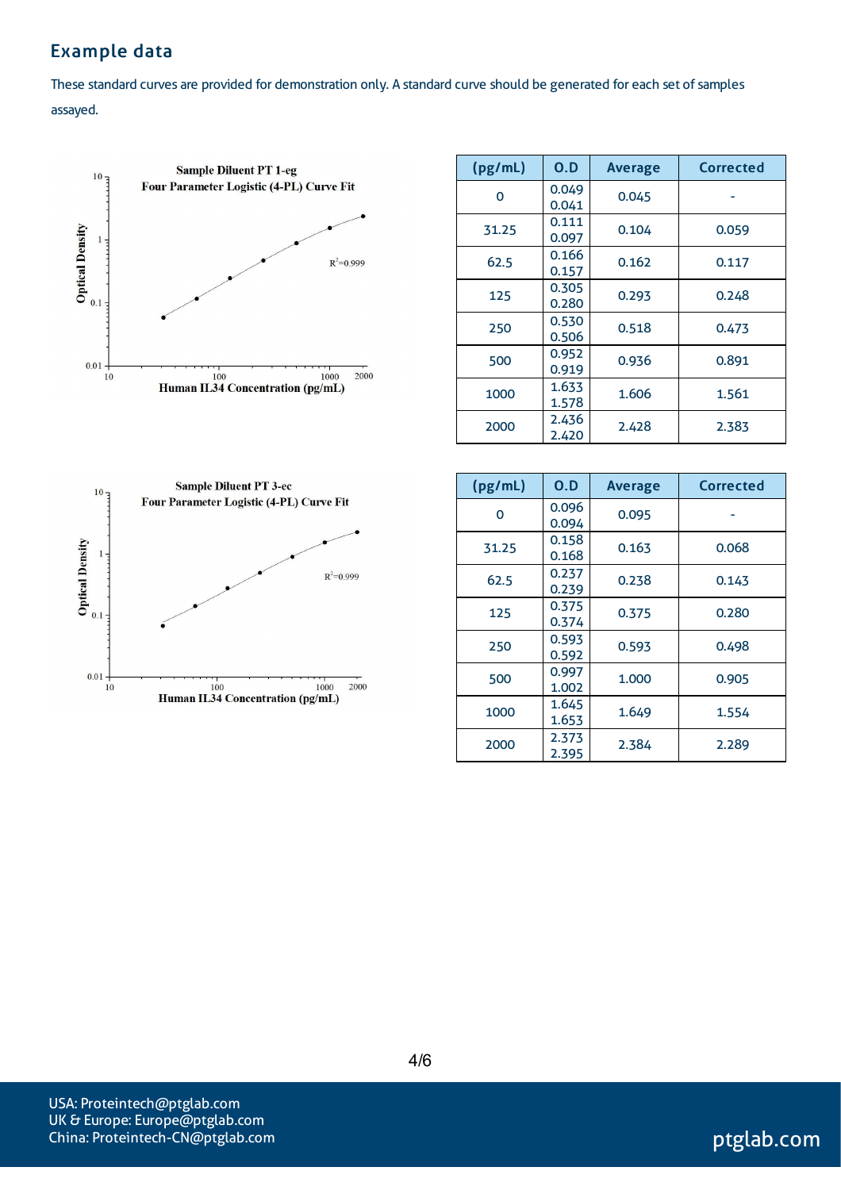## Example data

These standard curves are provided for demonstration only. A standard curve should be generated for each set of samples assayed.

Sample Diluent PT 1-eg
Four Parameter Logistic (4-PL) Curve Fit
$R^2$=0.999
Optical Density
Human IL34 Concentration (pg/mL)

| (pg/mL) | O.D | Average | Corrected |
|---|---|---|---|
| 0 | 0.049<br>0.041 | 0.045 | - |
| 31.25 | 0.111<br>0.097 | 0.104 | 0.059 |
| 62.5 | 0.166<br>0.157 | 0.162 | 0.117 |
| 125 | 0.305<br>0.280 | 0.293 | 0.248 |
| 250 | 0.530<br>0.506 | 0.518 | 0.473 |
| 500 | 0.952<br>0.919 | 0.936 | 0.891 |
| 1000 | 1.633<br>1.578 | 1.606 | 1.561 |
| 2000 | 2.436<br>2.420 | 2.428 | 2.383 |

Sample Diluent PT 3-ec
Four Parameter Logistic (4-PL) Curve Fit
$R^2$=0.999
Optical Density
Human IL34 Concentration (pg/mL)

| (pg/mL) | O.D | Average | Corrected |
|---|---|---|---|
| 0 | 0.096<br>0.094 | 0.095 | - |
| 31.25 | 0.158<br>0.168 | 0.163 | 0.068 |
| 62.5 | 0.237<br>0.239 | 0.238 | 0.143 |
| 125 | 0.375<br>0.374 | 0.375 | 0.280 |
| 250 | 0.593<br>0.592 | 0.593 | 0.498 |
| 500 | 0.997<br>1.002 | 1.000 | 0.905 |
| 1000 | 1.645<br>1.653 | 1.649 | 1.554 |
| 2000 | 2.373<br>2.395 | 2.384 | 2.289 |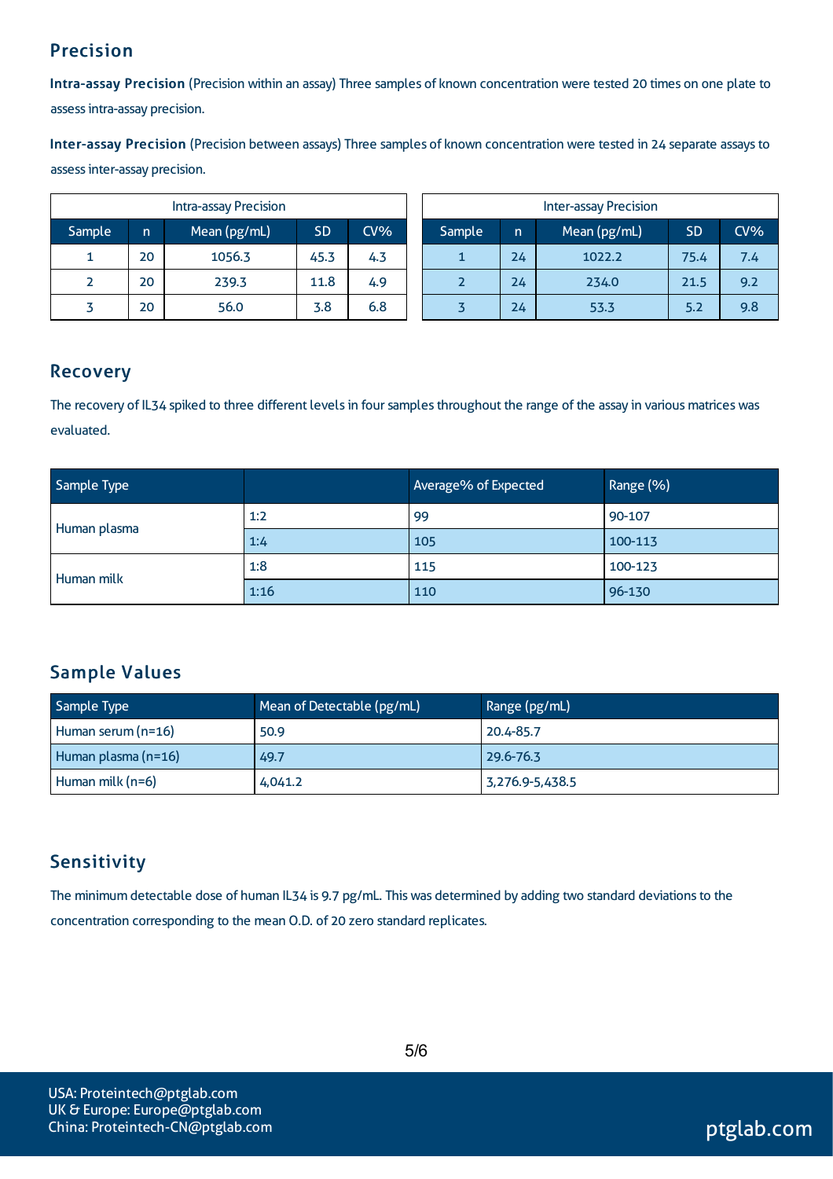## Precision

**Intra-assay Precision** (Precision within an assay) Three samples of known concentration were tested 20 times on one plate to assess intra-assay precision.

**Inter-assay Precision** (Precision between assays) Three samples of known concentration were tested in 24 separate assays to assess inter-assay precision.

| Intra-assay Precision | | | | |
|---|---|---|---|---|
| Sample | n | Mean (pg/mL) | SD | CV% |
| 1 | 20 | 1056.3 | 45.3 | 4.3 |
| 2 | 20 | 239.3 | 11.8 | 4.9 |
| 3 | 20 | 56.0 | 3.8 | 6.8 |

| Inter-assay Precision | | | | |
|---|---|---|---|---|
| Sample | n | Mean (pg/mL) | SD | CV% |
| 1 | 24 | 1022.2 | 75.4 | 7.4 |
| 2 | 24 | 234.0 | 21.5 | 9.2 |
| 3 | 24 | 53.3 | 5.2 | 9.8 |

## Recovery

The recovery of IL34 spiked to three different levels in four samples throughout the range of the assay in various matrices was evaluated.

| Sample Type | | Average% of Expected | Range (%) |
|---|---|---|---|
| Human plasma | 1:2 | 99 | 90-107 |
| | 1:4 | 105 | 100-113 |
| Human milk | 1:8 | 115 | 100-123 |
| | 1:16 | 110 | 96-130 |

## Sample Values

| Sample Type | Mean of Detectable (pg/mL) | Range (pg/mL) |
|---|---|---|
| Human serum (n=16) | 50.9 | 20.4-85.7 |
| Human plasma (n=16) | 49.7 | 29.6-76.3 |
| Human milk (n=6) | 4,041.2 | 3,276.9-5,438.5 |

## Sensitivity

The minimum detectable dose of human IL34 is 9.7 pg/mL. This was determined by adding two standard deviations to the concentration corresponding to the mean O.D. of 20 zero standard replicates.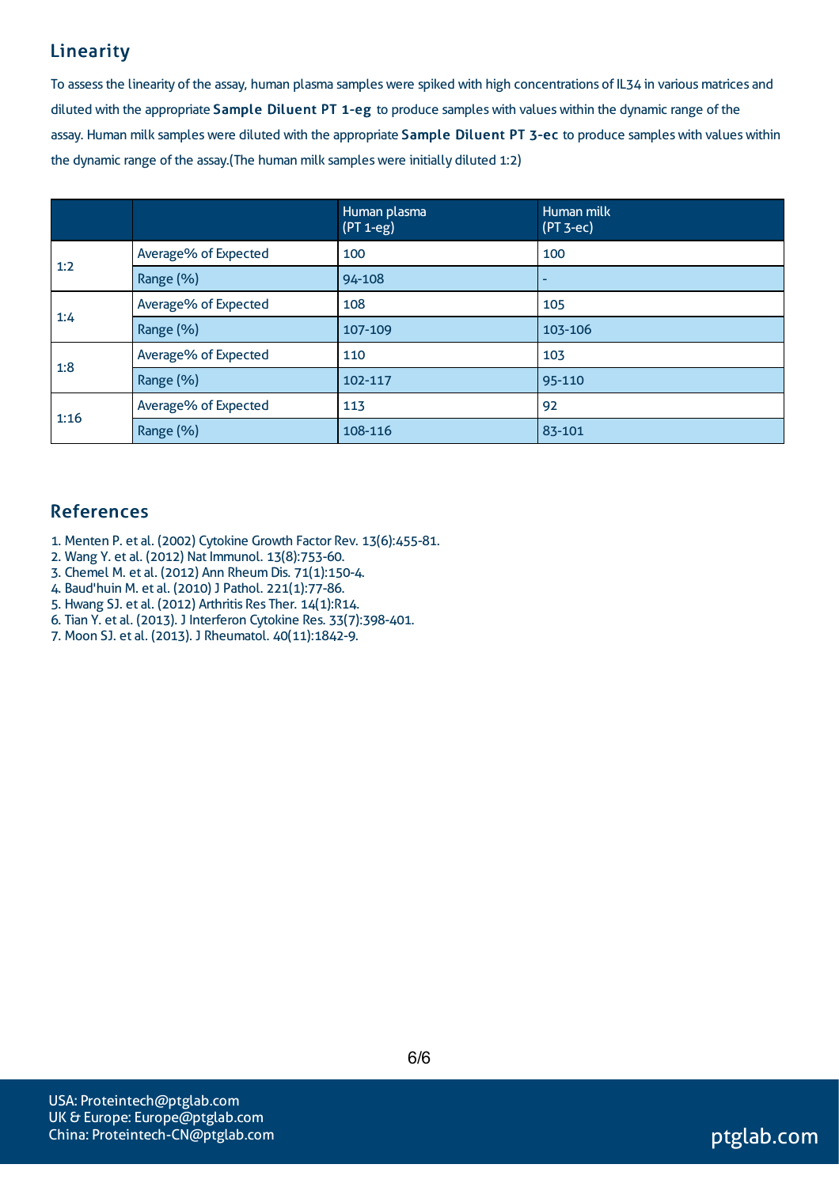## Linearity

To assess the linearity of the assay, human plasma samples were spiked with high concentrations of IL34 in various matrices and diluted with the appropriate **Sample Diluent PT 1-eg** to produce samples with values within the dynamic range of the assay. Human milk samples were diluted with the appropriate **Sample Diluent PT 3-ec** to produce samples with values within the dynamic range of the assay.(The human milk samples were initially diluted 1:2)

| | | Human plasma (PT 1-eg) | Human milk (PT 3-ec) |
|---|---|---|---|
| 1:2 | Average% of Expected | 100 | 100 |
| | Range (%) | 94-108 | - |
| 1:4 | Average% of Expected | 108 | 105 |
| | Range (%) | 107-109 | 103-106 |
| 1:8 | Average% of Expected | 110 | 103 |
| | Range (%) | 102-117 | 95-110 |
| 1:16 | Average% of Expected | 113 | 92 |
| | Range (%) | 108-116 | 83-101 |

## References

1. Menten P. et al. (2002) Cytokine Growth Factor Rev. 13(6):455-81.
2. Wang Y. et al. (2012) Nat Immunol. 13(8):753-60.
3. Chemel M. et al. (2012) Ann Rheum Dis. 71(1):150-4.
4. Baud'huin M. et al. (2010) J Pathol. 221(1):77-86.
5. Hwang SJ. et al. (2012) Arthritis Res Ther. 14(1):R14.
6. Tian Y. et al. (2013). J Interferon Cytokine Res. 33(7):398-401.
7. Moon SJ. et al. (2013). J Rheumatol. 40(11):1842-9.

USA: Proteintech@ptglab.com
UK & Europe: Europe@ptglab.com
China: Proteintech-CN@ptglab.com

ptglab.com